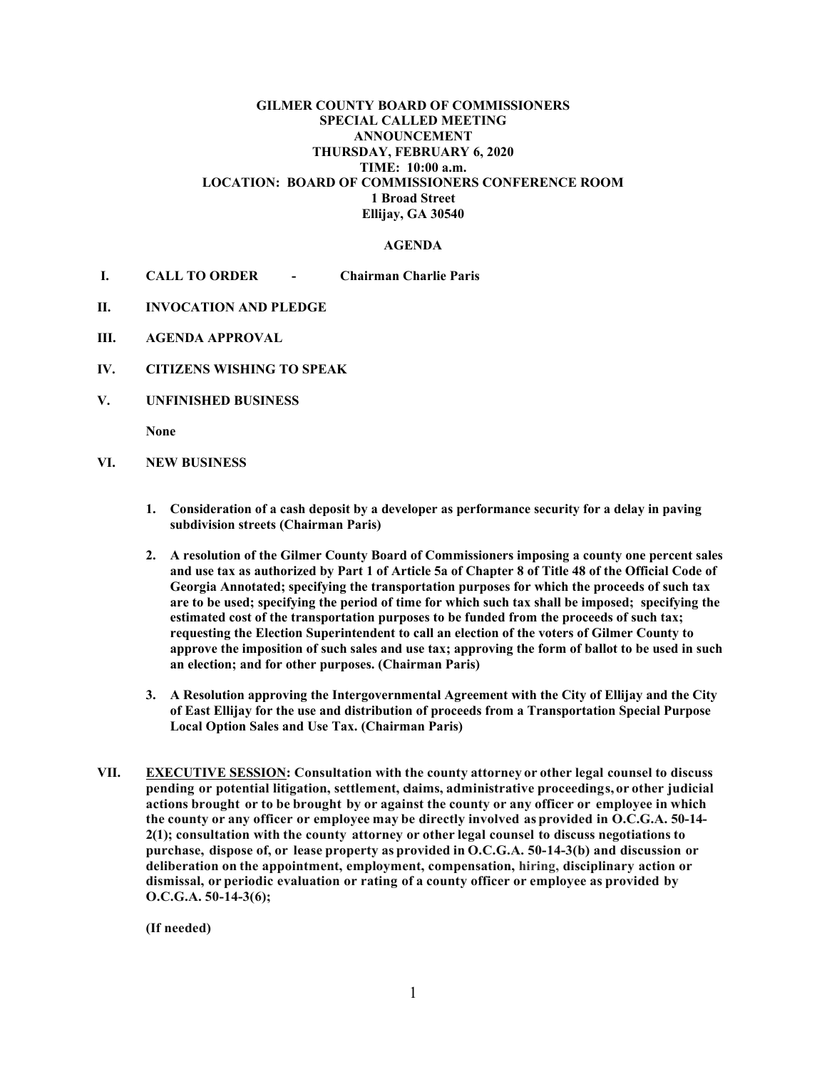**GILMER COUNTY BOARD OF COMMISSIONERS**
**SPECIAL CALLED MEETING**
**ANNOUNCEMENT**
**THURSDAY, FEBRUARY 6, 2020**
**TIME: 10:00 a.m.**
**LOCATION: BOARD OF COMMISSIONERS CONFERENCE ROOM**
**1 Broad Street**
**Ellijay, GA 30540**

## AGENDA

**I. CALL TO ORDER - Chairman Charlie Paris**

**II. INVOCATION AND PLEDGE**

**III. AGENDA APPROVAL**

**IV. CITIZENS WISHING TO SPEAK**

**V. UNFINISHED BUSINESS**

**None**

**VI. NEW BUSINESS**

1. **Consideration of a cash deposit by a developer as performance security for a delay in paving subdivision streets (Chairman Paris)**

2. **A resolution of the Gilmer County Board of Commissioners imposing a county one percent sales and use tax as authorized by Part 1 of Article 5a of Chapter 8 of Title 48 of the Official Code of Georgia Annotated; specifying the transportation purposes for which the proceeds of such tax are to be used; specifying the period of time for which such tax shall be imposed; specifying the estimated cost of the transportation purposes to be funded from the proceeds of such tax; requesting the Election Superintendent to call an election of the voters of Gilmer County to approve the imposition of such sales and use tax; approving the form of ballot to be used in such an election; and for other purposes. (Chairman Paris)**

3. **A Resolution approving the Intergovernmental Agreement with the City of Ellijay and the City of East Ellijay for the use and distribution of proceeds from a Transportation Special Purpose Local Option Sales and Use Tax. (Chairman Paris)**

**VII. EXECUTIVE SESSION: Consultation with the county attorney or other legal counsel to discuss pending or potential litigation, settlement, claims, administrative proceedings, or other judicial actions brought or to be brought by or against the county or any officer or employee in which the county or any officer or employee may be directly involved as provided in O.C.G.A. 50-14-2(1); consultation with the county attorney or other legal counsel to discuss negotiations to purchase, dispose of, or lease property as provided in O.C.G.A. 50-14-3(b) and discussion or deliberation on the appointment, employment, compensation, hiring, disciplinary action or dismissal, or periodic evaluation or rating of a county officer or employee as provided by O.C.G.A. 50-14-3(6);**

**(If needed)**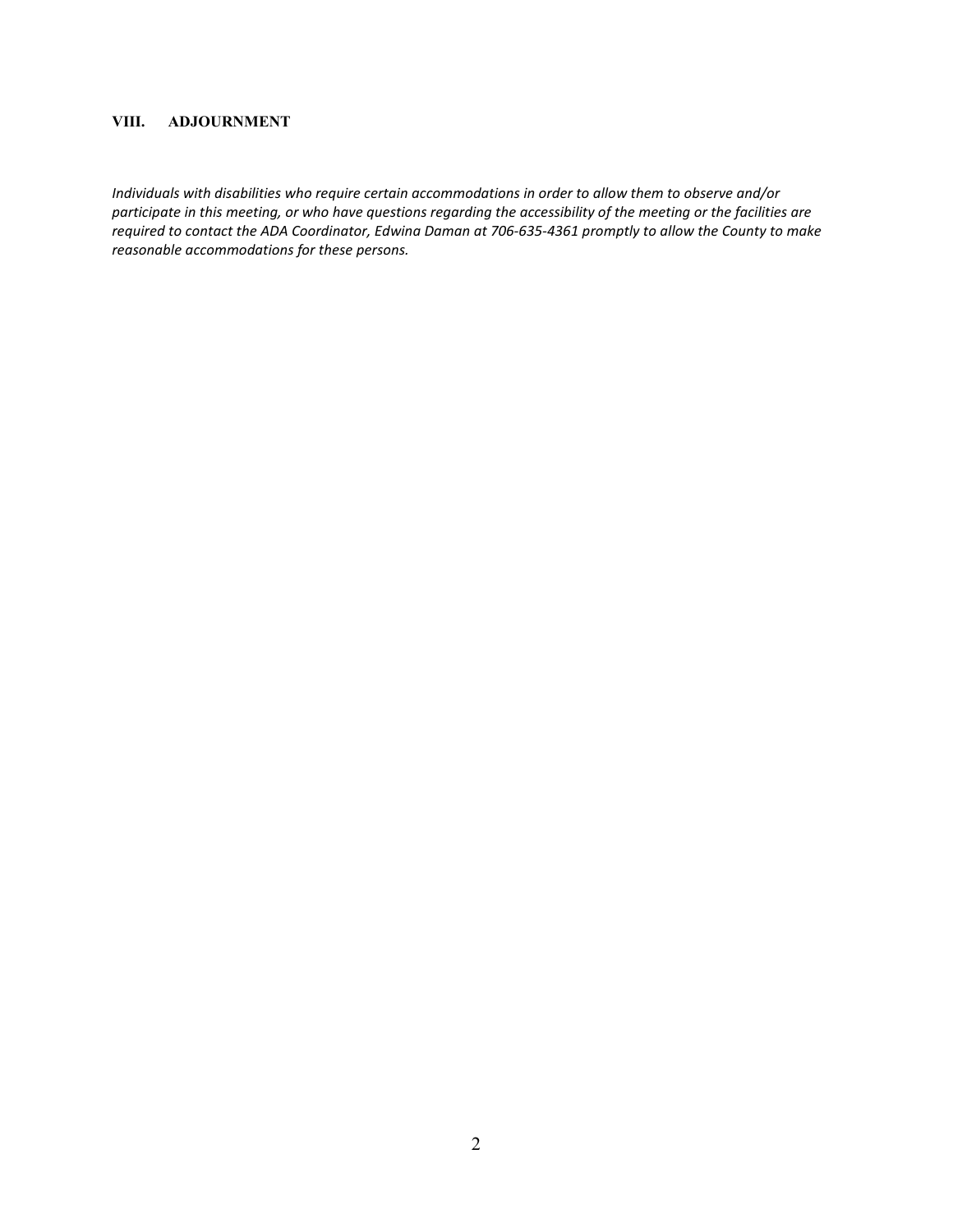## VIII. ADJOURNMENT

*Individuals with disabilities who require certain accommodations in order to allow them to observe and/or participate in this meeting, or who have questions regarding the accessibility of the meeting or the facilities are required to contact the ADA Coordinator, Edwina Daman at 706-635-4361 promptly to allow the County to make reasonable accommodations for these persons.*